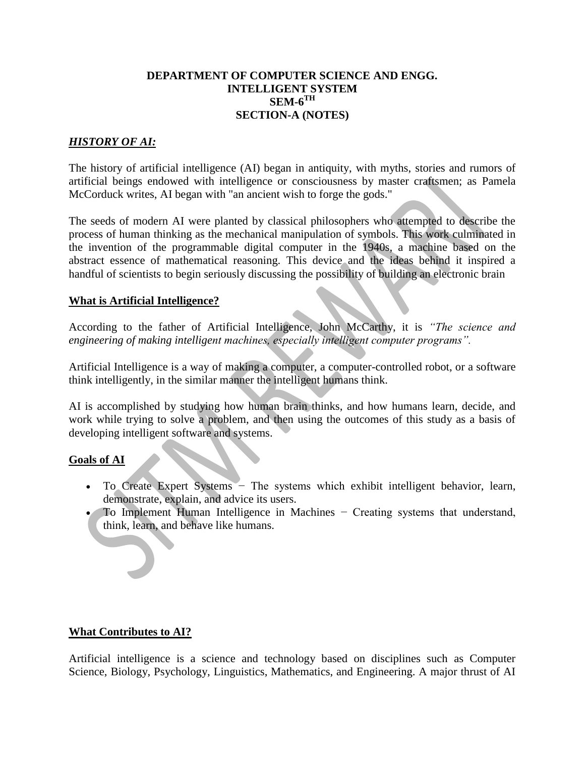# DEPARTMENT OF COMPUTER SCIENCE AND ENGG.
## INTELLIGENT SYSTEM
## SEM-6TH
## SECTION-A (NOTES)

### ***HISTORY OF AI:***

The history of artificial intelligence (AI) began in antiquity, with myths, stories and rumors of artificial beings endowed with intelligence or consciousness by master craftsmen; as Pamela McCorduck writes, AI began with "an ancient wish to forge the gods."

The seeds of modern AI were planted by classical philosophers who attempted to describe the process of human thinking as the mechanical manipulation of symbols. This work culminated in the invention of the programmable digital computer in the 1940s, a machine based on the abstract essence of mathematical reasoning. This device and the ideas behind it inspired a handful of scientists to begin seriously discussing the possibility of building an electronic brain

### **What is Artificial Intelligence?**

According to the father of Artificial Intelligence, John McCarthy, it is *"The science and engineering of making intelligent machines, especially intelligent computer programs".*

Artificial Intelligence is a way of making a computer, a computer-controlled robot, or a software think intelligently, in the similar manner the intelligent humans think.

AI is accomplished by studying how human brain thinks, and how humans learn, decide, and work while trying to solve a problem, and then using the outcomes of this study as a basis of developing intelligent software and systems.

### **Goals of AI**

- To Create Expert Systems − The systems which exhibit intelligent behavior, learn, demonstrate, explain, and advice its users.
- To Implement Human Intelligence in Machines − Creating systems that understand, think, learn, and behave like humans.

### **What Contributes to AI?**

Artificial intelligence is a science and technology based on disciplines such as Computer Science, Biology, Psychology, Linguistics, Mathematics, and Engineering. A major thrust of AI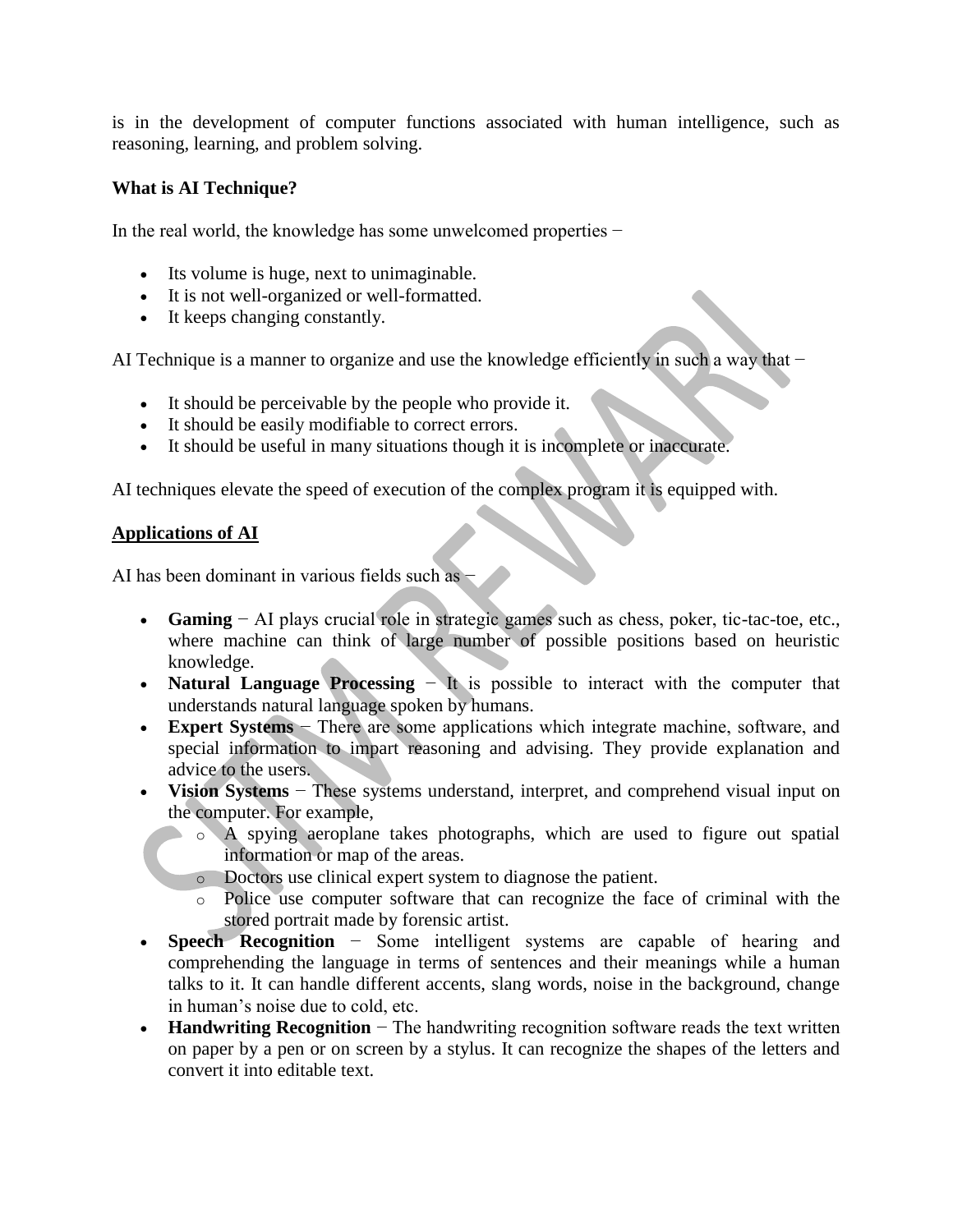is in the development of computer functions associated with human intelligence, such as reasoning, learning, and problem solving.

**What is AI Technique?**

In the real world, the knowledge has some unwelcomed properties −

- Its volume is huge, next to unimaginable.
- It is not well-organized or well-formatted.
- It keeps changing constantly.

AI Technique is a manner to organize and use the knowledge efficiently in such a way that −

- It should be perceivable by the people who provide it.
- It should be easily modifiable to correct errors.
- It should be useful in many situations though it is incomplete or inaccurate.

AI techniques elevate the speed of execution of the complex program it is equipped with.

**Applications of AI**

AI has been dominant in various fields such as −

- **Gaming** − AI plays crucial role in strategic games such as chess, poker, tic-tac-toe, etc., where machine can think of large number of possible positions based on heuristic knowledge.
- **Natural Language Processing** − It is possible to interact with the computer that understands natural language spoken by humans.
- **Expert Systems** − There are some applications which integrate machine, software, and special information to impart reasoning and advising. They provide explanation and advice to the users.
- **Vision Systems** − These systems understand, interpret, and comprehend visual input on the computer. For example,
  - A spying aeroplane takes photographs, which are used to figure out spatial information or map of the areas.
  - Doctors use clinical expert system to diagnose the patient.
  - Police use computer software that can recognize the face of criminal with the stored portrait made by forensic artist.
- **Speech Recognition** − Some intelligent systems are capable of hearing and comprehending the language in terms of sentences and their meanings while a human talks to it. It can handle different accents, slang words, noise in the background, change in human's noise due to cold, etc.
- **Handwriting Recognition** − The handwriting recognition software reads the text written on paper by a pen or on screen by a stylus. It can recognize the shapes of the letters and convert it into editable text.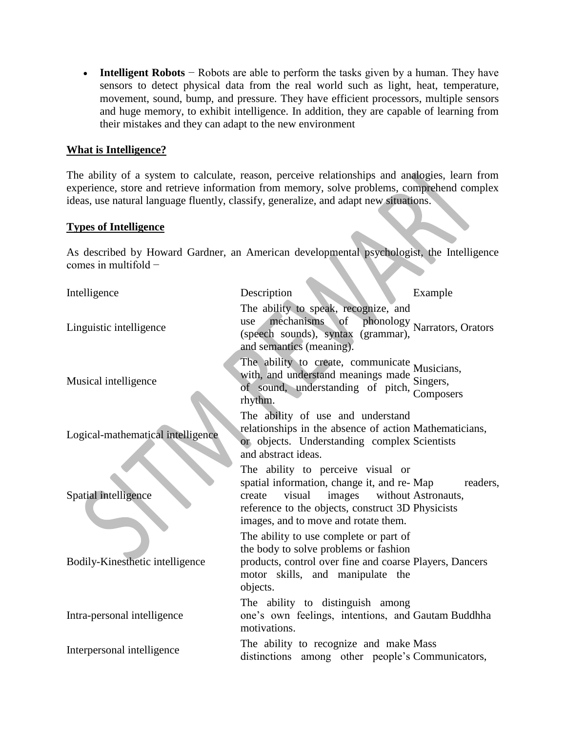- **Intelligent Robots** − Robots are able to perform the tasks given by a human. They have sensors to detect physical data from the real world such as light, heat, temperature, movement, sound, bump, and pressure. They have efficient processors, multiple sensors and huge memory, to exhibit intelligence. In addition, they are capable of learning from their mistakes and they can adapt to the new environment

**What is Intelligence?**

The ability of a system to calculate, reason, perceive relationships and analogies, learn from experience, store and retrieve information from memory, solve problems, comprehend complex ideas, use natural language fluently, classify, generalize, and adapt new situations.

**Types of Intelligence**

As described by Howard Gardner, an American developmental psychologist, the Intelligence comes in multifold −

| Intelligence | Description | Example |
|---|---|---|
| Linguistic intelligence | The ability to speak, recognize, and use mechanisms of phonology (speech sounds), syntax (grammar), and semantics (meaning). | Narrators, Orators |
| Musical intelligence | The ability to create, communicate with, and understand meanings made of sound, understanding of pitch, rhythm. | Musicians, Singers, Composers |
| Logical-mathematical intelligence | The ability of use and understand relationships in the absence of action or objects. Understanding complex and abstract ideas. | Mathematicians, Scientists |
| Spatial intelligence | The ability to perceive visual or spatial information, change it, and re-create visual images without reference to the objects, construct 3D images, and to move and rotate them. | Map readers, Astronauts, Physicists |
| Bodily-Kinesthetic intelligence | The ability to use complete or part of the body to solve problems or fashion products, control over fine and coarse motor skills, and manipulate the objects. | Players, Dancers |
| Intra-personal intelligence | The ability to distinguish among one's own feelings, intentions, and motivations. | Gautam Buddhha |
| Interpersonal intelligence | The ability to recognize and make distinctions among other people's | Mass Communicators, |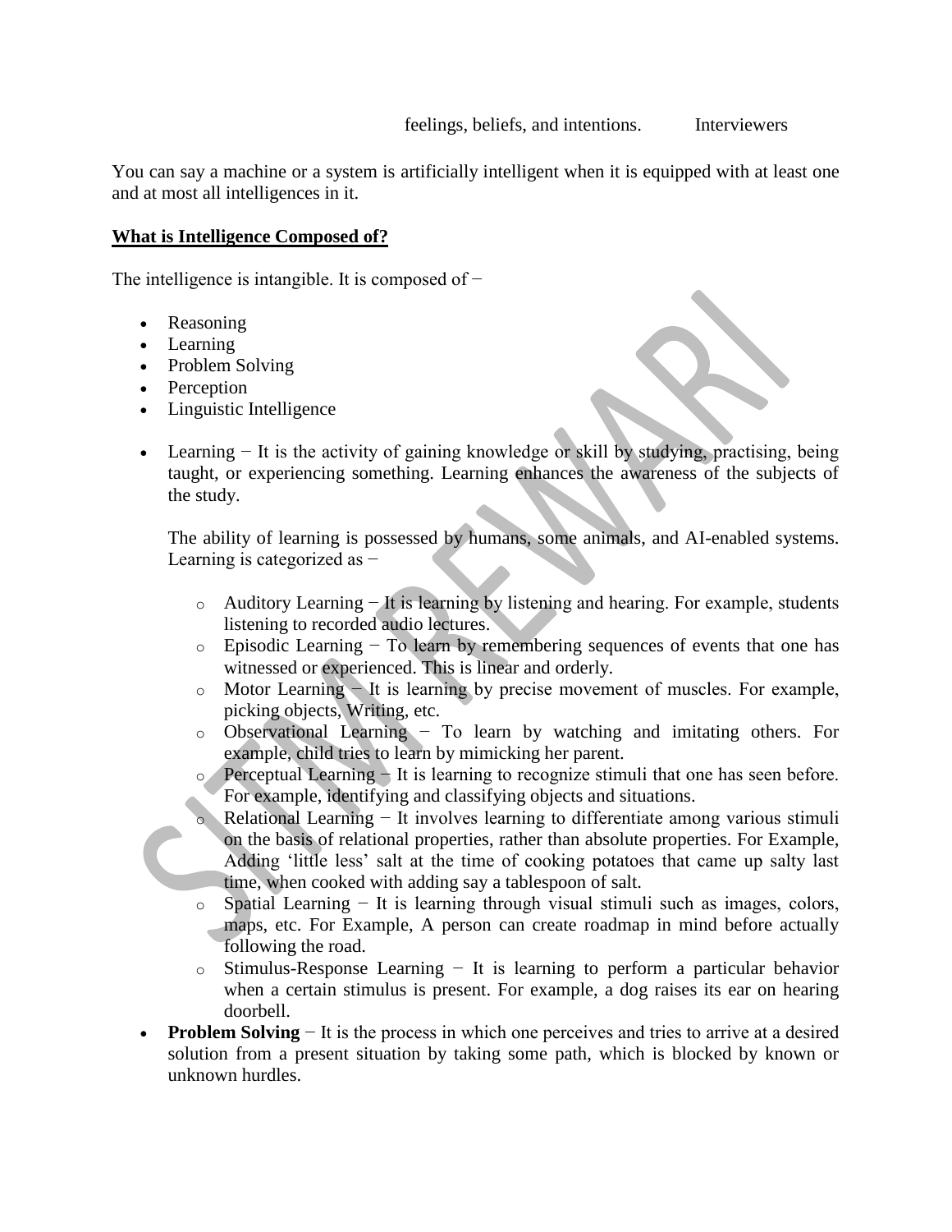feelings, beliefs, and intentions. Interviewers

You can say a machine or a system is artificially intelligent when it is equipped with at least one and at most all intelligences in it.

**What is Intelligence Composed of?**

The intelligence is intangible. It is composed of −

- Reasoning
- Learning
- Problem Solving
- Perception
- Linguistic Intelligence

- Learning − It is the activity of gaining knowledge or skill by studying, practising, being taught, or experiencing something. Learning enhances the awareness of the subjects of the study.

  The ability of learning is possessed by humans, some animals, and AI-enabled systems. Learning is categorized as −

  - Auditory Learning − It is learning by listening and hearing. For example, students listening to recorded audio lectures.
  - Episodic Learning − To learn by remembering sequences of events that one has witnessed or experienced. This is linear and orderly.
  - Motor Learning − It is learning by precise movement of muscles. For example, picking objects, Writing, etc.
  - Observational Learning − To learn by watching and imitating others. For example, child tries to learn by mimicking her parent.
  - Perceptual Learning − It is learning to recognize stimuli that one has seen before. For example, identifying and classifying objects and situations.
  - Relational Learning − It involves learning to differentiate among various stimuli on the basis of relational properties, rather than absolute properties. For Example, Adding 'little less' salt at the time of cooking potatoes that came up salty last time, when cooked with adding say a tablespoon of salt.
  - Spatial Learning − It is learning through visual stimuli such as images, colors, maps, etc. For Example, A person can create roadmap in mind before actually following the road.
  - Stimulus-Response Learning − It is learning to perform a particular behavior when a certain stimulus is present. For example, a dog raises its ear on hearing doorbell.
- **Problem Solving** − It is the process in which one perceives and tries to arrive at a desired solution from a present situation by taking some path, which is blocked by known or unknown hurdles.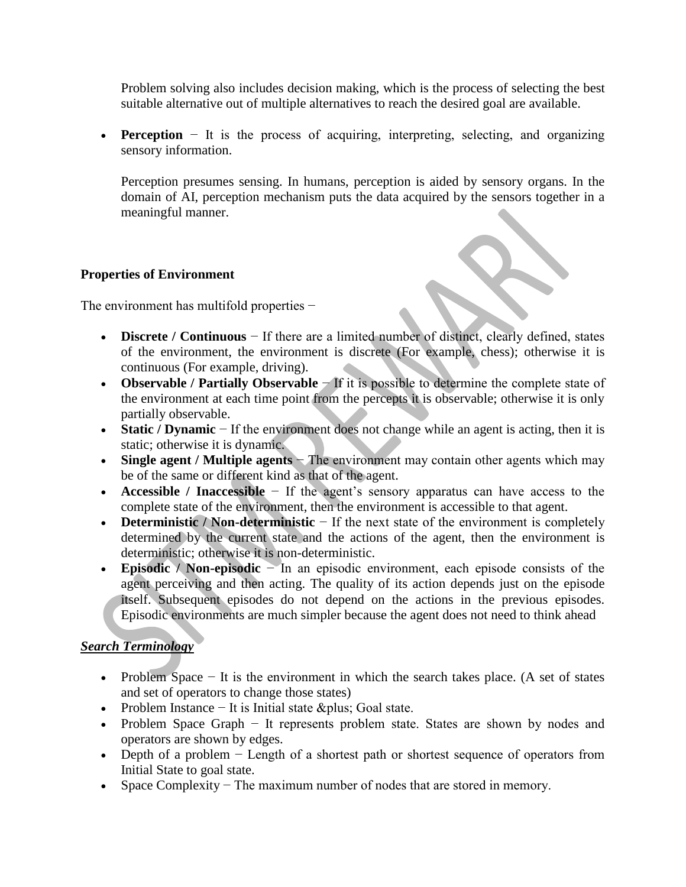Problem solving also includes decision making, which is the process of selecting the best suitable alternative out of multiple alternatives to reach the desired goal are available.

- **Perception** − It is the process of acquiring, interpreting, selecting, and organizing sensory information.

  Perception presumes sensing. In humans, perception is aided by sensory organs. In the domain of AI, perception mechanism puts the data acquired by the sensors together in a meaningful manner.

**Properties of Environment**

The environment has multifold properties −

- **Discrete / Continuous** − If there are a limited number of distinct, clearly defined, states of the environment, the environment is discrete (For example, chess); otherwise it is continuous (For example, driving).
- **Observable / Partially Observable** − If it is possible to determine the complete state of the environment at each time point from the percepts it is observable; otherwise it is only partially observable.
- **Static / Dynamic** − If the environment does not change while an agent is acting, then it is static; otherwise it is dynamic.
- **Single agent / Multiple agents** − The environment may contain other agents which may be of the same or different kind as that of the agent.
- **Accessible / Inaccessible** − If the agent's sensory apparatus can have access to the complete state of the environment, then the environment is accessible to that agent.
- **Deterministic / Non-deterministic** − If the next state of the environment is completely determined by the current state and the actions of the agent, then the environment is deterministic; otherwise it is non-deterministic.
- **Episodic / Non-episodic** − In an episodic environment, each episode consists of the agent perceiving and then acting. The quality of its action depends just on the episode itself. Subsequent episodes do not depend on the actions in the previous episodes. Episodic environments are much simpler because the agent does not need to think ahead

***<u>Search Terminology</u>***

- Problem Space − It is the environment in which the search takes place. (A set of states and set of operators to change those states)
- Problem Instance − It is Initial state &plus; Goal state.
- Problem Space Graph − It represents problem state. States are shown by nodes and operators are shown by edges.
- Depth of a problem − Length of a shortest path or shortest sequence of operators from Initial State to goal state.
- Space Complexity − The maximum number of nodes that are stored in memory.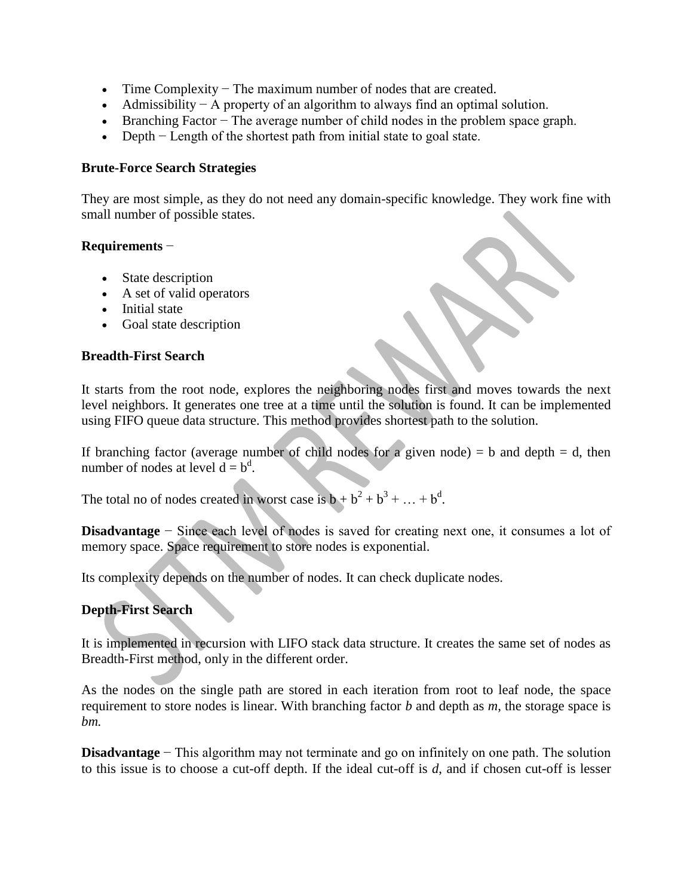- Time Complexity − The maximum number of nodes that are created.
- Admissibility − A property of an algorithm to always find an optimal solution.
- Branching Factor − The average number of child nodes in the problem space graph.
- Depth − Length of the shortest path from initial state to goal state.

**Brute-Force Search Strategies**

They are most simple, as they do not need any domain-specific knowledge. They work fine with small number of possible states.

**Requirements** −

- State description
- A set of valid operators
- Initial state
- Goal state description

**Breadth-First Search**

It starts from the root node, explores the neighboring nodes first and moves towards the next level neighbors. It generates one tree at a time until the solution is found. It can be implemented using FIFO queue data structure. This method provides shortest path to the solution.

If branching factor (average number of child nodes for a given node) = b and depth = d, then number of nodes at level d = $b^d$.

The total no of nodes created in worst case is $b + b^2 + b^3 + \ldots + b^d$.

**Disadvantage** − Since each level of nodes is saved for creating next one, it consumes a lot of memory space. Space requirement to store nodes is exponential.

Its complexity depends on the number of nodes. It can check duplicate nodes.

**Depth-First Search**

It is implemented in recursion with LIFO stack data structure. It creates the same set of nodes as Breadth-First method, only in the different order.

As the nodes on the single path are stored in each iteration from root to leaf node, the space requirement to store nodes is linear. With branching factor *b* and depth as *m*, the storage space is *bm.*

**Disadvantage** − This algorithm may not terminate and go on infinitely on one path. The solution to this issue is to choose a cut-off depth. If the ideal cut-off is *d*, and if chosen cut-off is lesser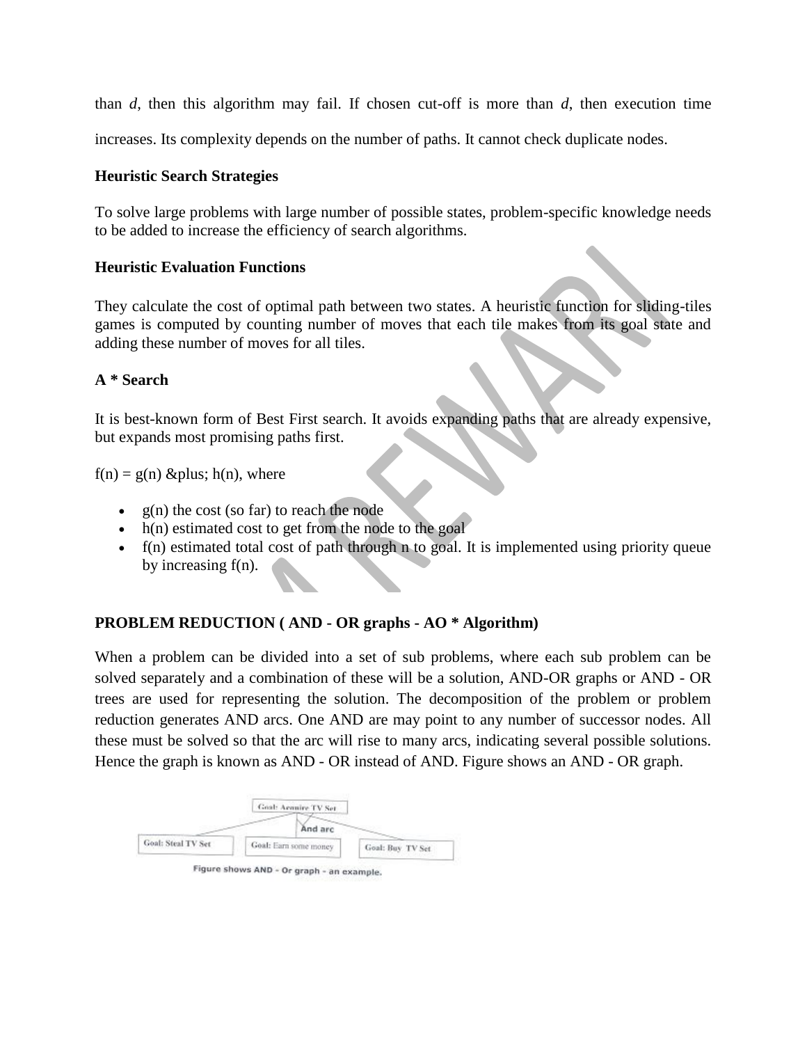than *d*, then this algorithm may fail. If chosen cut-off is more than *d*, then execution time increases. Its complexity depends on the number of paths. It cannot check duplicate nodes.

**Heuristic Search Strategies**

To solve large problems with large number of possible states, problem-specific knowledge needs to be added to increase the efficiency of search algorithms.

**Heuristic Evaluation Functions**

They calculate the cost of optimal path between two states. A heuristic function for sliding-tiles games is computed by counting number of moves that each tile makes from its goal state and adding these number of moves for all tiles.

**A * Search**

It is best-known form of Best First search. It avoids expanding paths that are already expensive, but expands most promising paths first.

f(n) = g(n) &plus; h(n), where

- g(n) the cost (so far) to reach the node
- h(n) estimated cost to get from the node to the goal
- f(n) estimated total cost of path through n to goal. It is implemented using priority queue by increasing f(n).

**PROBLEM REDUCTION ( AND - OR graphs - AO * Algorithm)**

When a problem can be divided into a set of sub problems, where each sub problem can be solved separately and a combination of these will be a solution, AND-OR graphs or AND - OR trees are used for representing the solution. The decomposition of the problem or problem reduction generates AND arcs. One AND are may point to any number of successor nodes. All these must be solved so that the arc will rise to many arcs, indicating several possible solutions. Hence the graph is known as AND - OR instead of AND. Figure shows an AND - OR graph.

Goal: Acquire TV Set

And arc

Goal: Steal TV Set | Goal: Earn some money | Goal: Buy TV Set

Figure shows AND - Or graph - an example.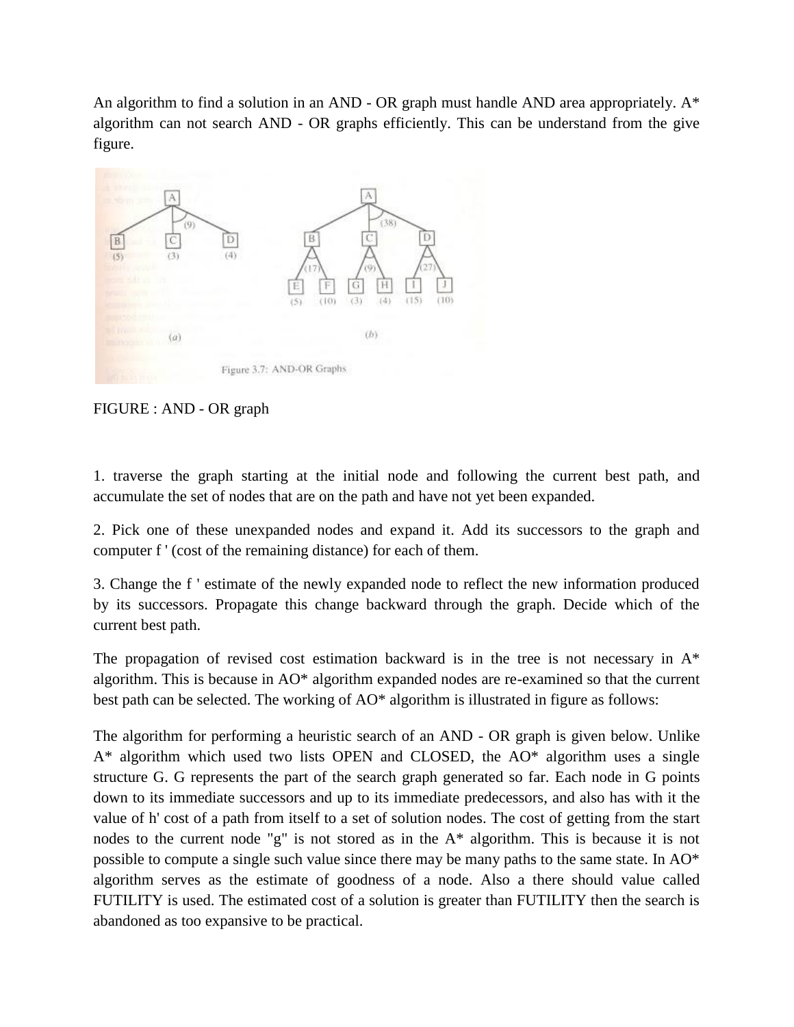An algorithm to find a solution in an AND - OR graph must handle AND area appropriately. A* algorithm can not search AND - OR graphs efficiently. This can be understand from the give figure.

Figure 3.7: AND-OR Graphs

FIGURE : AND - OR graph

1. traverse the graph starting at the initial node and following the current best path, and accumulate the set of nodes that are on the path and have not yet been expanded.

2. Pick one of these unexpanded nodes and expand it. Add its successors to the graph and computer f ' (cost of the remaining distance) for each of them.

3. Change the f ' estimate of the newly expanded node to reflect the new information produced by its successors. Propagate this change backward through the graph. Decide which of the current best path.

The propagation of revised cost estimation backward is in the tree is not necessary in A* algorithm. This is because in AO* algorithm expanded nodes are re-examined so that the current best path can be selected. The working of AO* algorithm is illustrated in figure as follows:

The algorithm for performing a heuristic search of an AND - OR graph is given below. Unlike A* algorithm which used two lists OPEN and CLOSED, the AO* algorithm uses a single structure G. G represents the part of the search graph generated so far. Each node in G points down to its immediate successors and up to its immediate predecessors, and also has with it the value of h' cost of a path from itself to a set of solution nodes. The cost of getting from the start nodes to the current node "g" is not stored as in the A* algorithm. This is because it is not possible to compute a single such value since there may be many paths to the same state. In AO* algorithm serves as the estimate of goodness of a node. Also a there should value called FUTILITY is used. The estimated cost of a solution is greater than FUTILITY then the search is abandoned as too expansive to be practical.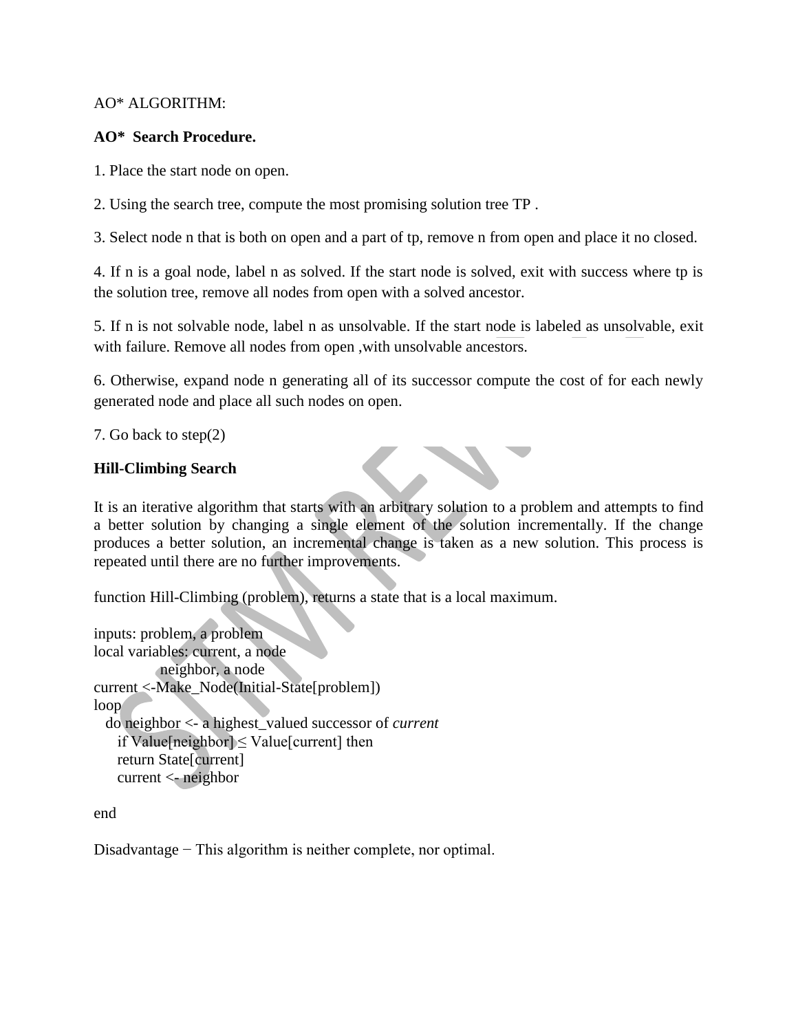AO* ALGORITHM:

**AO* Search Procedure.**

1. Place the start node on open.

2. Using the search tree, compute the most promising solution tree TP .

3. Select node n that is both on open and a part of tp, remove n from open and place it no closed.

4. If n is a goal node, label n as solved. If the start node is solved, exit with success where tp is the solution tree, remove all nodes from open with a solved ancestor.

5. If n is not solvable node, label n as unsolvable. If the start node is labeled as unsolvable, exit with failure. Remove all nodes from open ,with unsolvable ancestors.

6. Otherwise, expand node n generating all of its successor compute the cost of for each newly generated node and place all such nodes on open.

7. Go back to step(2)

**Hill-Climbing Search**

It is an iterative algorithm that starts with an arbitrary solution to a problem and attempts to find a better solution by changing a single element of the solution incrementally. If the change produces a better solution, an incremental change is taken as a new solution. This process is repeated until there are no further improvements.

function Hill-Climbing (problem), returns a state that is a local maximum.

```
inputs: problem, a problem
local variables: current, a node
             neighbor, a node
current <-Make_Node(Initial-State[problem])
loop
   do neighbor <- a highest_valued successor of current
      if Value[neighbor] ≤ Value[current] then
      return State[current]
      current <- neighbor

end
```

Disadvantage − This algorithm is neither complete, nor optimal.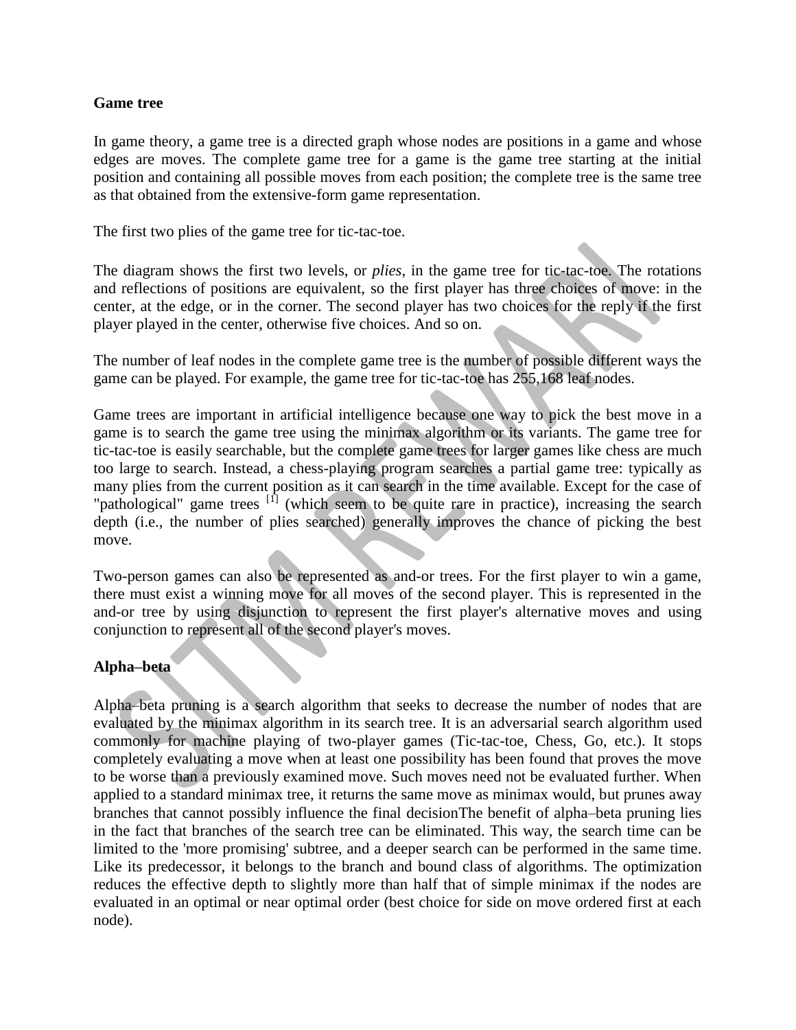**Game tree**

In game theory, a game tree is a directed graph whose nodes are positions in a game and whose edges are moves. The complete game tree for a game is the game tree starting at the initial position and containing all possible moves from each position; the complete tree is the same tree as that obtained from the extensive-form game representation.

The first two plies of the game tree for tic-tac-toe.

The diagram shows the first two levels, or *plies*, in the game tree for tic-tac-toe. The rotations and reflections of positions are equivalent, so the first player has three choices of move: in the center, at the edge, or in the corner. The second player has two choices for the reply if the first player played in the center, otherwise five choices. And so on.

The number of leaf nodes in the complete game tree is the number of possible different ways the game can be played. For example, the game tree for tic-tac-toe has 255,168 leaf nodes.

Game trees are important in artificial intelligence because one way to pick the best move in a game is to search the game tree using the minimax algorithm or its variants. The game tree for tic-tac-toe is easily searchable, but the complete game trees for larger games like chess are much too large to search. Instead, a chess-playing program searches a partial game tree: typically as many plies from the current position as it can search in the time available. Except for the case of "pathological" game trees [1] (which seem to be quite rare in practice), increasing the search depth (i.e., the number of plies searched) generally improves the chance of picking the best move.

Two-person games can also be represented as and-or trees. For the first player to win a game, there must exist a winning move for all moves of the second player. This is represented in the and-or tree by using disjunction to represent the first player's alternative moves and using conjunction to represent all of the second player's moves.

**Alpha–beta**

Alpha–beta pruning is a search algorithm that seeks to decrease the number of nodes that are evaluated by the minimax algorithm in its search tree. It is an adversarial search algorithm used commonly for machine playing of two-player games (Tic-tac-toe, Chess, Go, etc.). It stops completely evaluating a move when at least one possibility has been found that proves the move to be worse than a previously examined move. Such moves need not be evaluated further. When applied to a standard minimax tree, it returns the same move as minimax would, but prunes away branches that cannot possibly influence the final decisionThe benefit of alpha–beta pruning lies in the fact that branches of the search tree can be eliminated. This way, the search time can be limited to the 'more promising' subtree, and a deeper search can be performed in the same time. Like its predecessor, it belongs to the branch and bound class of algorithms. The optimization reduces the effective depth to slightly more than half that of simple minimax if the nodes are evaluated in an optimal or near optimal order (best choice for side on move ordered first at each node).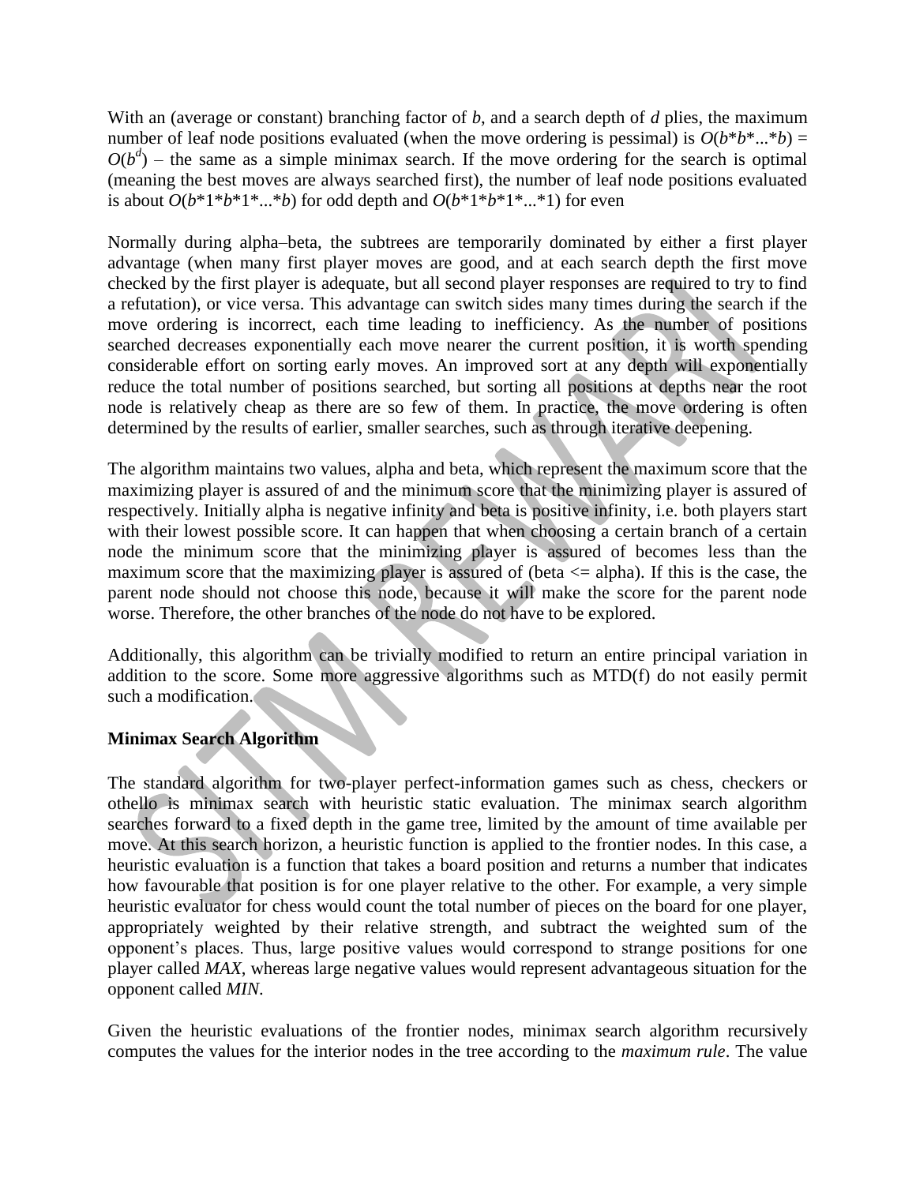With an (average or constant) branching factor of $b$, and a search depth of $d$ plies, the maximum number of leaf node positions evaluated (when the move ordering is pessimal) is $O(b*b*...*b) = O(b^d)$ – the same as a simple minimax search. If the move ordering for the search is optimal (meaning the best moves are always searched first), the number of leaf node positions evaluated is about $O(b*1*b*1*...*b)$ for odd depth and $O(b*1*b*1*...*1)$ for even

Normally during alpha–beta, the subtrees are temporarily dominated by either a first player advantage (when many first player moves are good, and at each search depth the first move checked by the first player is adequate, but all second player responses are required to try to find a refutation), or vice versa. This advantage can switch sides many times during the search if the move ordering is incorrect, each time leading to inefficiency. As the number of positions searched decreases exponentially each move nearer the current position, it is worth spending considerable effort on sorting early moves. An improved sort at any depth will exponentially reduce the total number of positions searched, but sorting all positions at depths near the root node is relatively cheap as there are so few of them. In practice, the move ordering is often determined by the results of earlier, smaller searches, such as through iterative deepening.

The algorithm maintains two values, alpha and beta, which represent the maximum score that the maximizing player is assured of and the minimum score that the minimizing player is assured of respectively. Initially alpha is negative infinity and beta is positive infinity, i.e. both players start with their lowest possible score. It can happen that when choosing a certain branch of a certain node the minimum score that the minimizing player is assured of becomes less than the maximum score that the maximizing player is assured of (beta <= alpha). If this is the case, the parent node should not choose this node, because it will make the score for the parent node worse. Therefore, the other branches of the node do not have to be explored.

Additionally, this algorithm can be trivially modified to return an entire principal variation in addition to the score. Some more aggressive algorithms such as MTD(f) do not easily permit such a modification.

**Minimax Search Algorithm**

The standard algorithm for two-player perfect-information games such as chess, checkers or othello is minimax search with heuristic static evaluation. The minimax search algorithm searches forward to a fixed depth in the game tree, limited by the amount of time available per move. At this search horizon, a heuristic function is applied to the frontier nodes. In this case, a heuristic evaluation is a function that takes a board position and returns a number that indicates how favourable that position is for one player relative to the other. For example, a very simple heuristic evaluator for chess would count the total number of pieces on the board for one player, appropriately weighted by their relative strength, and subtract the weighted sum of the opponent's places. Thus, large positive values would correspond to strange positions for one player called *MAX*, whereas large negative values would represent advantageous situation for the opponent called *MIN*.

Given the heuristic evaluations of the frontier nodes, minimax search algorithm recursively computes the values for the interior nodes in the tree according to the *maximum rule*. The value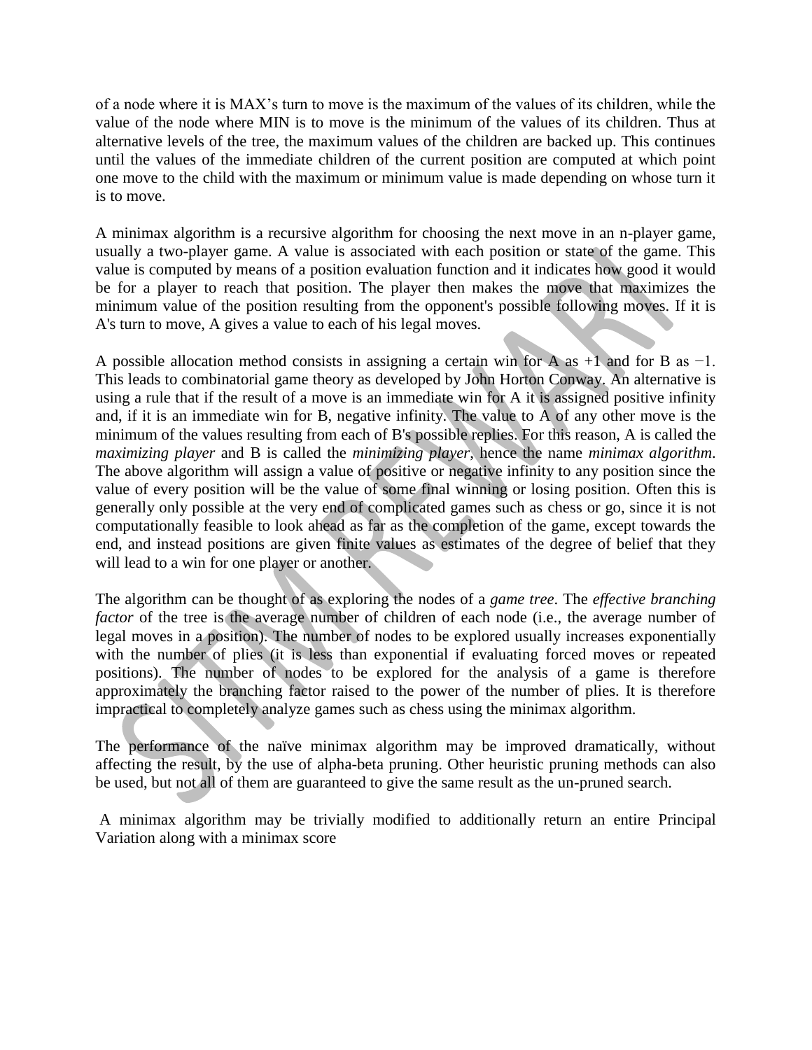of a node where it is MAX's turn to move is the maximum of the values of its children, while the value of the node where MIN is to move is the minimum of the values of its children. Thus at alternative levels of the tree, the maximum values of the children are backed up. This continues until the values of the immediate children of the current position are computed at which point one move to the child with the maximum or minimum value is made depending on whose turn it is to move.

A minimax algorithm is a recursive algorithm for choosing the next move in an n-player game, usually a two-player game. A value is associated with each position or state of the game. This value is computed by means of a position evaluation function and it indicates how good it would be for a player to reach that position. The player then makes the move that maximizes the minimum value of the position resulting from the opponent's possible following moves. If it is A's turn to move, A gives a value to each of his legal moves.

A possible allocation method consists in assigning a certain win for A as +1 and for B as −1. This leads to combinatorial game theory as developed by John Horton Conway. An alternative is using a rule that if the result of a move is an immediate win for A it is assigned positive infinity and, if it is an immediate win for B, negative infinity. The value to A of any other move is the minimum of the values resulting from each of B's possible replies. For this reason, A is called the *maximizing player* and B is called the *minimizing player*, hence the name *minimax algorithm*. The above algorithm will assign a value of positive or negative infinity to any position since the value of every position will be the value of some final winning or losing position. Often this is generally only possible at the very end of complicated games such as chess or go, since it is not computationally feasible to look ahead as far as the completion of the game, except towards the end, and instead positions are given finite values as estimates of the degree of belief that they will lead to a win for one player or another.

The algorithm can be thought of as exploring the nodes of a *game tree*. The *effective branching factor* of the tree is the average number of children of each node (i.e., the average number of legal moves in a position). The number of nodes to be explored usually increases exponentially with the number of plies (it is less than exponential if evaluating forced moves or repeated positions). The number of nodes to be explored for the analysis of a game is therefore approximately the branching factor raised to the power of the number of plies. It is therefore impractical to completely analyze games such as chess using the minimax algorithm.

The performance of the naïve minimax algorithm may be improved dramatically, without affecting the result, by the use of alpha-beta pruning. Other heuristic pruning methods can also be used, but not all of them are guaranteed to give the same result as the un-pruned search.

A minimax algorithm may be trivially modified to additionally return an entire Principal Variation along with a minimax score